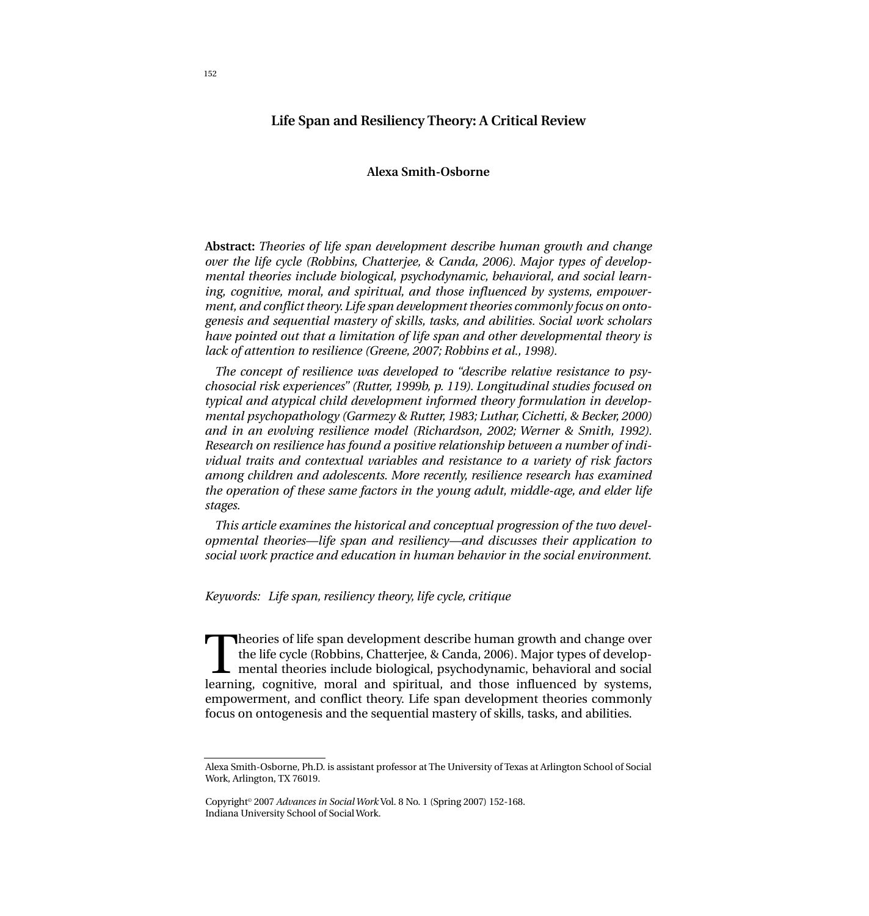# Life Span and Resiliency Theory: A Critical Review

**Alexa Smith-Osborne**

**Abstract:** *Theories of life span development describe human growth and change over the life cycle (Robbins, Chatterjee, & Canda, 2006). Major types of developmental theories include biological, psychodynamic, behavioral, and social learning, cognitive, moral, and spiritual, and those influenced by systems, empowerment, and conflict theory. Life span development theories commonly focus on ontogenesis and sequential mastery of skills, tasks, and abilities. Social work scholars have pointed out that a limitation of life span and other developmental theory is lack of attention to resilience (Greene, 2007; Robbins et al., 1998).*

*The concept of resilience was developed to "describe relative resistance to psychosocial risk experiences" (Rutter, 1999b, p. 119). Longitudinal studies focused on typical and atypical child development informed theory formulation in developmental psychopathology (Garmezy & Rutter, 1983; Luthar, Cichetti, & Becker, 2000) and in an evolving resilience model (Richardson, 2002; Werner & Smith, 1992). Research on resilience has found a positive relationship between a number of individual traits and contextual variables and resistance to a variety of risk factors among children and adolescents. More recently, resilience research has examined the operation of these same factors in the young adult, middle-age, and elder life stages.*

*This article examines the historical and conceptual progression of the two developmental theories—life span and resiliency—and discusses their application to social work practice and education in human behavior in the social environment.*

*Keywords: Life span, resiliency theory, life cycle, critique*

Theories of life span development describe human growth and change over the life cycle (Robbins, Chatterjee, & Canda, 2006). Major types of developmental theories include biological, psychodynamic, behavioral and social learning, cognitive, moral and spiritual, and those influenced by systems, empowerment, and conflict theory. Life span development theories commonly focus on ontogenesis and the sequential mastery of skills, tasks, and abilities.

---

Alexa Smith-Osborne, Ph.D. is assistant professor at The University of Texas at Arlington School of Social Work, Arlington, TX 76019.

Copyright© 2007 *Advances in Social Work* Vol. 8 No. 1 (Spring 2007) 152-168.
Indiana University School of Social Work.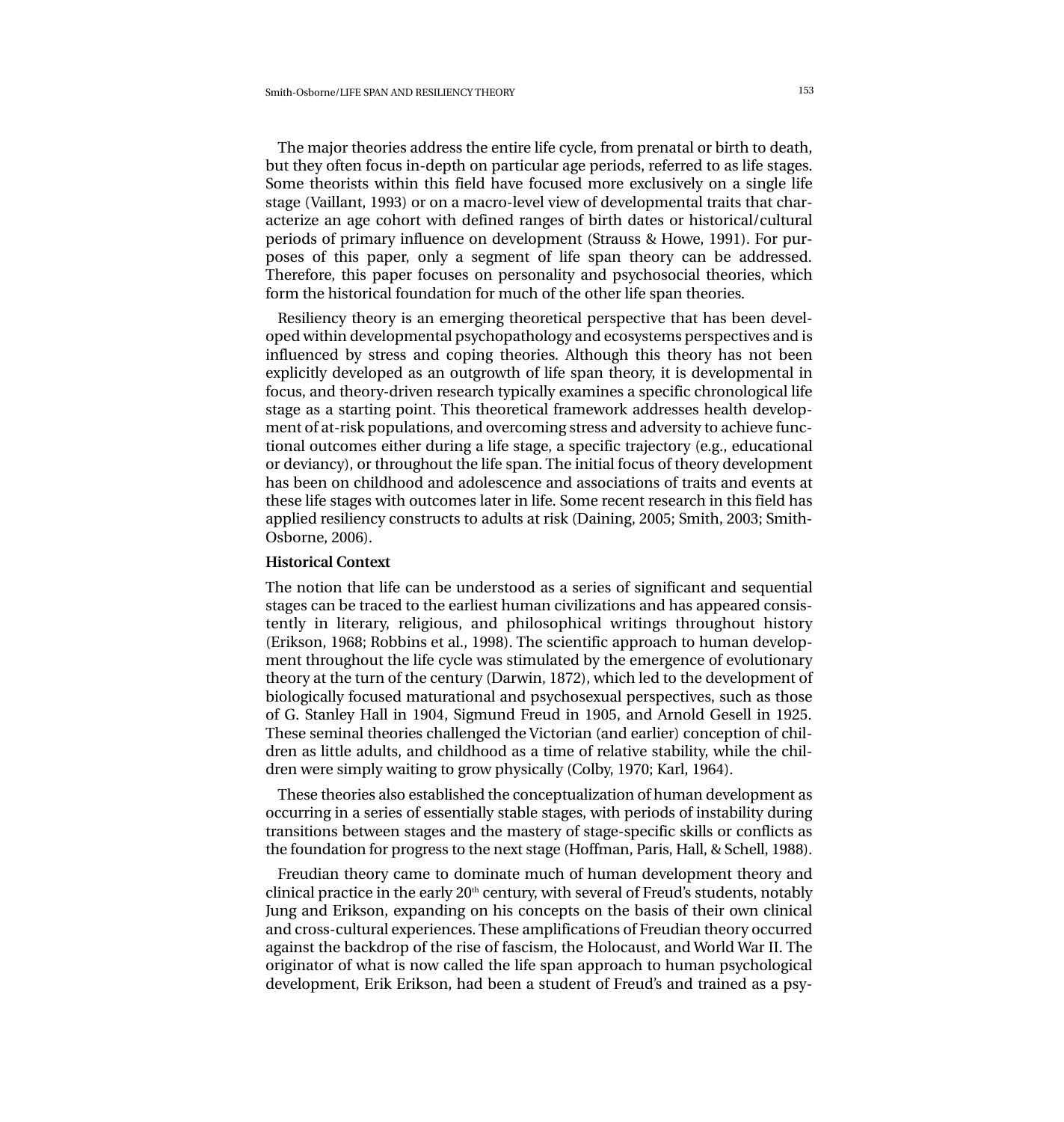The major theories address the entire life cycle, from prenatal or birth to death, but they often focus in-depth on particular age periods, referred to as life stages. Some theorists within this field have focused more exclusively on a single life stage (Vaillant, 1993) or on a macro-level view of developmental traits that characterize an age cohort with defined ranges of birth dates or historical/cultural periods of primary influence on development (Strauss & Howe, 1991). For purposes of this paper, only a segment of life span theory can be addressed. Therefore, this paper focuses on personality and psychosocial theories, which form the historical foundation for much of the other life span theories.

Resiliency theory is an emerging theoretical perspective that has been developed within developmental psychopathology and ecosystems perspectives and is influenced by stress and coping theories. Although this theory has not been explicitly developed as an outgrowth of life span theory, it is developmental in focus, and theory-driven research typically examines a specific chronological life stage as a starting point. This theoretical framework addresses health development of at-risk populations, and overcoming stress and adversity to achieve functional outcomes either during a life stage, a specific trajectory (e.g., educational or deviancy), or throughout the life span. The initial focus of theory development has been on childhood and adolescence and associations of traits and events at these life stages with outcomes later in life. Some recent research in this field has applied resiliency constructs to adults at risk (Daining, 2005; Smith, 2003; Smith-Osborne, 2006).

**Historical Context**

The notion that life can be understood as a series of significant and sequential stages can be traced to the earliest human civilizations and has appeared consistently in literary, religious, and philosophical writings throughout history (Erikson, 1968; Robbins et al., 1998). The scientific approach to human development throughout the life cycle was stimulated by the emergence of evolutionary theory at the turn of the century (Darwin, 1872), which led to the development of biologically focused maturational and psychosexual perspectives, such as those of G. Stanley Hall in 1904, Sigmund Freud in 1905, and Arnold Gesell in 1925. These seminal theories challenged the Victorian (and earlier) conception of children as little adults, and childhood as a time of relative stability, while the children were simply waiting to grow physically (Colby, 1970; Karl, 1964).

These theories also established the conceptualization of human development as occurring in a series of essentially stable stages, with periods of instability during transitions between stages and the mastery of stage-specific skills or conflicts as the foundation for progress to the next stage (Hoffman, Paris, Hall, & Schell, 1988).

Freudian theory came to dominate much of human development theory and clinical practice in the early 20th century, with several of Freud's students, notably Jung and Erikson, expanding on his concepts on the basis of their own clinical and cross-cultural experiences. These amplifications of Freudian theory occurred against the backdrop of the rise of fascism, the Holocaust, and World War II. The originator of what is now called the life span approach to human psychological development, Erik Erikson, had been a student of Freud's and trained as a psy-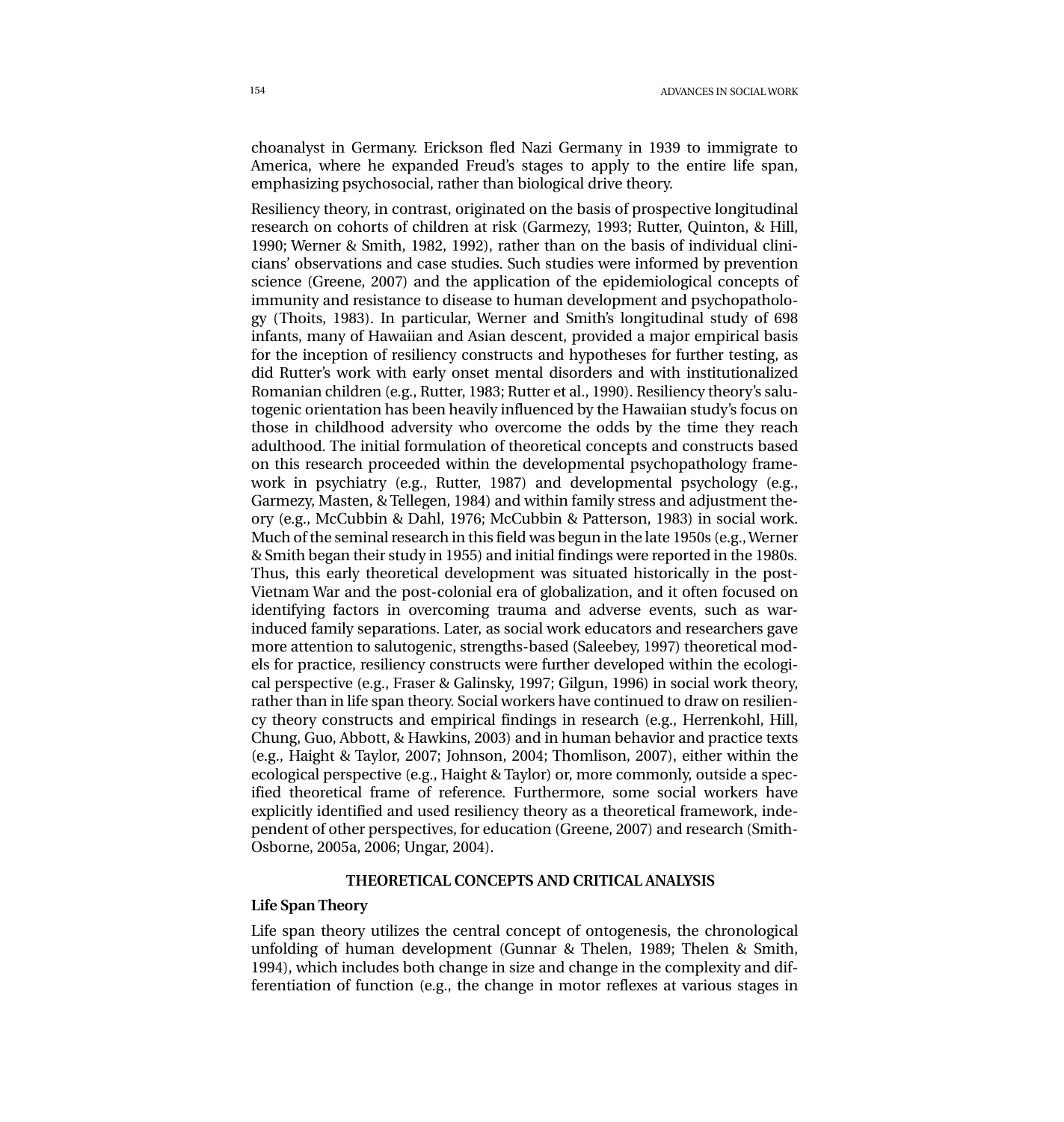choanalyst in Germany. Erickson fled Nazi Germany in 1939 to immigrate to America, where he expanded Freud's stages to apply to the entire life span, emphasizing psychosocial, rather than biological drive theory.

Resiliency theory, in contrast, originated on the basis of prospective longitudinal research on cohorts of children at risk (Garmezy, 1993; Rutter, Quinton, & Hill, 1990; Werner & Smith, 1982, 1992), rather than on the basis of individual clinicians' observations and case studies. Such studies were informed by prevention science (Greene, 2007) and the application of the epidemiological concepts of immunity and resistance to disease to human development and psychopathology (Thoits, 1983). In particular, Werner and Smith's longitudinal study of 698 infants, many of Hawaiian and Asian descent, provided a major empirical basis for the inception of resiliency constructs and hypotheses for further testing, as did Rutter's work with early onset mental disorders and with institutionalized Romanian children (e.g., Rutter, 1983; Rutter et al., 1990). Resiliency theory's salutogenic orientation has been heavily influenced by the Hawaiian study's focus on those in childhood adversity who overcome the odds by the time they reach adulthood. The initial formulation of theoretical concepts and constructs based on this research proceeded within the developmental psychopathology framework in psychiatry (e.g., Rutter, 1987) and developmental psychology (e.g., Garmezy, Masten, & Tellegen, 1984) and within family stress and adjustment theory (e.g., McCubbin & Dahl, 1976; McCubbin & Patterson, 1983) in social work. Much of the seminal research in this field was begun in the late 1950s (e.g., Werner & Smith began their study in 1955) and initial findings were reported in the 1980s. Thus, this early theoretical development was situated historically in the post-Vietnam War and the post-colonial era of globalization, and it often focused on identifying factors in overcoming trauma and adverse events, such as war-induced family separations. Later, as social work educators and researchers gave more attention to salutogenic, strengths-based (Saleebey, 1997) theoretical models for practice, resiliency constructs were further developed within the ecological perspective (e.g., Fraser & Galinsky, 1997; Gilgun, 1996) in social work theory, rather than in life span theory. Social workers have continued to draw on resiliency theory constructs and empirical findings in research (e.g., Herrenkohl, Hill, Chung, Guo, Abbott, & Hawkins, 2003) and in human behavior and practice texts (e.g., Haight & Taylor, 2007; Johnson, 2004; Thomlison, 2007), either within the ecological perspective (e.g., Haight & Taylor) or, more commonly, outside a specified theoretical frame of reference. Furthermore, some social workers have explicitly identified and used resiliency theory as a theoretical framework, independent of other perspectives, for education (Greene, 2007) and research (Smith-Osborne, 2005a, 2006; Ungar, 2004).

## THEORETICAL CONCEPTS AND CRITICAL ANALYSIS

### Life Span Theory

Life span theory utilizes the central concept of ontogenesis, the chronological unfolding of human development (Gunnar & Thelen, 1989; Thelen & Smith, 1994), which includes both change in size and change in the complexity and differentiation of function (e.g., the change in motor reflexes at various stages in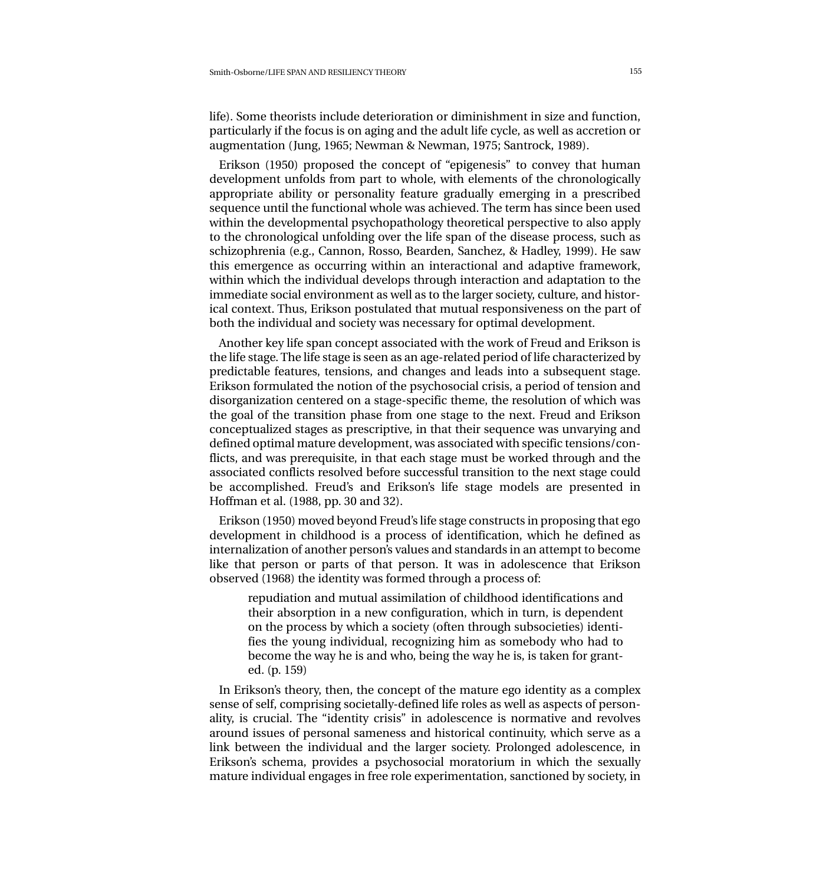life). Some theorists include deterioration or diminishment in size and function, particularly if the focus is on aging and the adult life cycle, as well as accretion or augmentation (Jung, 1965; Newman & Newman, 1975; Santrock, 1989).

Erikson (1950) proposed the concept of "epigenesis" to convey that human development unfolds from part to whole, with elements of the chronologically appropriate ability or personality feature gradually emerging in a prescribed sequence until the functional whole was achieved. The term has since been used within the developmental psychopathology theoretical perspective to also apply to the chronological unfolding over the life span of the disease process, such as schizophrenia (e.g., Cannon, Rosso, Bearden, Sanchez, & Hadley, 1999). He saw this emergence as occurring within an interactional and adaptive framework, within which the individual develops through interaction and adaptation to the immediate social environment as well as to the larger society, culture, and historical context. Thus, Erikson postulated that mutual responsiveness on the part of both the individual and society was necessary for optimal development.

Another key life span concept associated with the work of Freud and Erikson is the life stage. The life stage is seen as an age-related period of life characterized by predictable features, tensions, and changes and leads into a subsequent stage. Erikson formulated the notion of the psychosocial crisis, a period of tension and disorganization centered on a stage-specific theme, the resolution of which was the goal of the transition phase from one stage to the next. Freud and Erikson conceptualized stages as prescriptive, in that their sequence was unvarying and defined optimal mature development, was associated with specific tensions/conflicts, and was prerequisite, in that each stage must be worked through and the associated conflicts resolved before successful transition to the next stage could be accomplished. Freud's and Erikson's life stage models are presented in Hoffman et al. (1988, pp. 30 and 32).

Erikson (1950) moved beyond Freud's life stage constructs in proposing that ego development in childhood is a process of identification, which he defined as internalization of another person's values and standards in an attempt to become like that person or parts of that person. It was in adolescence that Erikson observed (1968) the identity was formed through a process of:

> repudiation and mutual assimilation of childhood identifications and their absorption in a new configuration, which in turn, is dependent on the process by which a society (often through subsocieties) identifies the young individual, recognizing him as somebody who had to become the way he is and who, being the way he is, is taken for granted. (p. 159)

In Erikson's theory, then, the concept of the mature ego identity as a complex sense of self, comprising societally-defined life roles as well as aspects of personality, is crucial. The "identity crisis" in adolescence is normative and revolves around issues of personal sameness and historical continuity, which serve as a link between the individual and the larger society. Prolonged adolescence, in Erikson's schema, provides a psychosocial moratorium in which the sexually mature individual engages in free role experimentation, sanctioned by society, in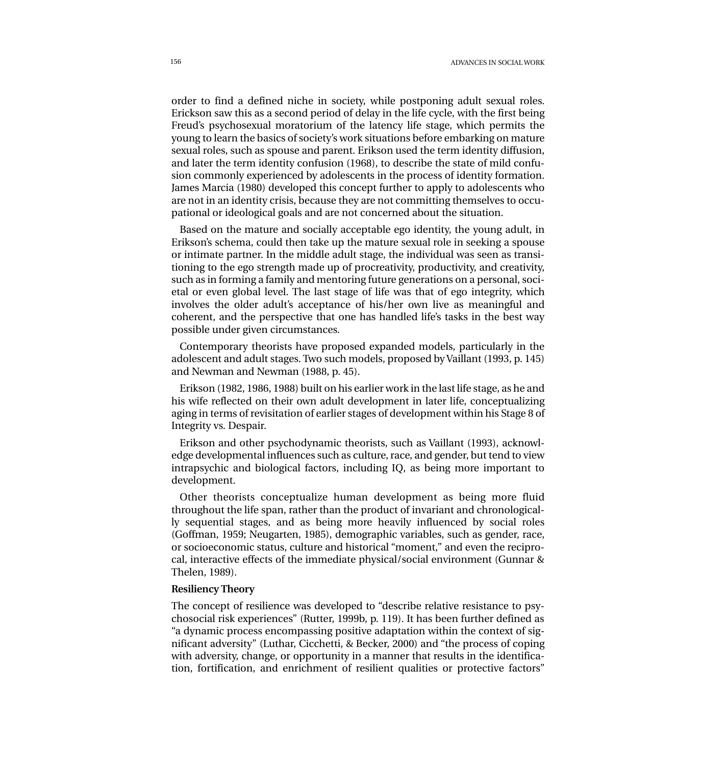order to find a defined niche in society, while postponing adult sexual roles. Erickson saw this as a second period of delay in the life cycle, with the first being Freud's psychosexual moratorium of the latency life stage, which permits the young to learn the basics of society's work situations before embarking on mature sexual roles, such as spouse and parent. Erikson used the term identity diffusion, and later the term identity confusion (1968), to describe the state of mild confusion commonly experienced by adolescents in the process of identity formation. James Marcia (1980) developed this concept further to apply to adolescents who are not in an identity crisis, because they are not committing themselves to occupational or ideological goals and are not concerned about the situation.

Based on the mature and socially acceptable ego identity, the young adult, in Erikson's schema, could then take up the mature sexual role in seeking a spouse or intimate partner. In the middle adult stage, the individual was seen as transitioning to the ego strength made up of procreativity, productivity, and creativity, such as in forming a family and mentoring future generations on a personal, societal or even global level. The last stage of life was that of ego integrity, which involves the older adult's acceptance of his/her own live as meaningful and coherent, and the perspective that one has handled life's tasks in the best way possible under given circumstances.

Contemporary theorists have proposed expanded models, particularly in the adolescent and adult stages. Two such models, proposed by Vaillant (1993, p. 145) and Newman and Newman (1988, p. 45).

Erikson (1982, 1986, 1988) built on his earlier work in the last life stage, as he and his wife reflected on their own adult development in later life, conceptualizing aging in terms of revisitation of earlier stages of development within his Stage 8 of Integrity vs. Despair.

Erikson and other psychodynamic theorists, such as Vaillant (1993), acknowledge developmental influences such as culture, race, and gender, but tend to view intrapsychic and biological factors, including IQ, as being more important to development.

Other theorists conceptualize human development as being more fluid throughout the life span, rather than the product of invariant and chronologically sequential stages, and as being more heavily influenced by social roles (Goffman, 1959; Neugarten, 1985), demographic variables, such as gender, race, or socioeconomic status, culture and historical "moment," and even the reciprocal, interactive effects of the immediate physical/social environment (Gunnar & Thelen, 1989).

**Resiliency Theory**

The concept of resilience was developed to "describe relative resistance to psychosocial risk experiences" (Rutter, 1999b, p. 119). It has been further defined as "a dynamic process encompassing positive adaptation within the context of significant adversity" (Luthar, Cicchetti, & Becker, 2000) and "the process of coping with adversity, change, or opportunity in a manner that results in the identification, fortification, and enrichment of resilient qualities or protective factors"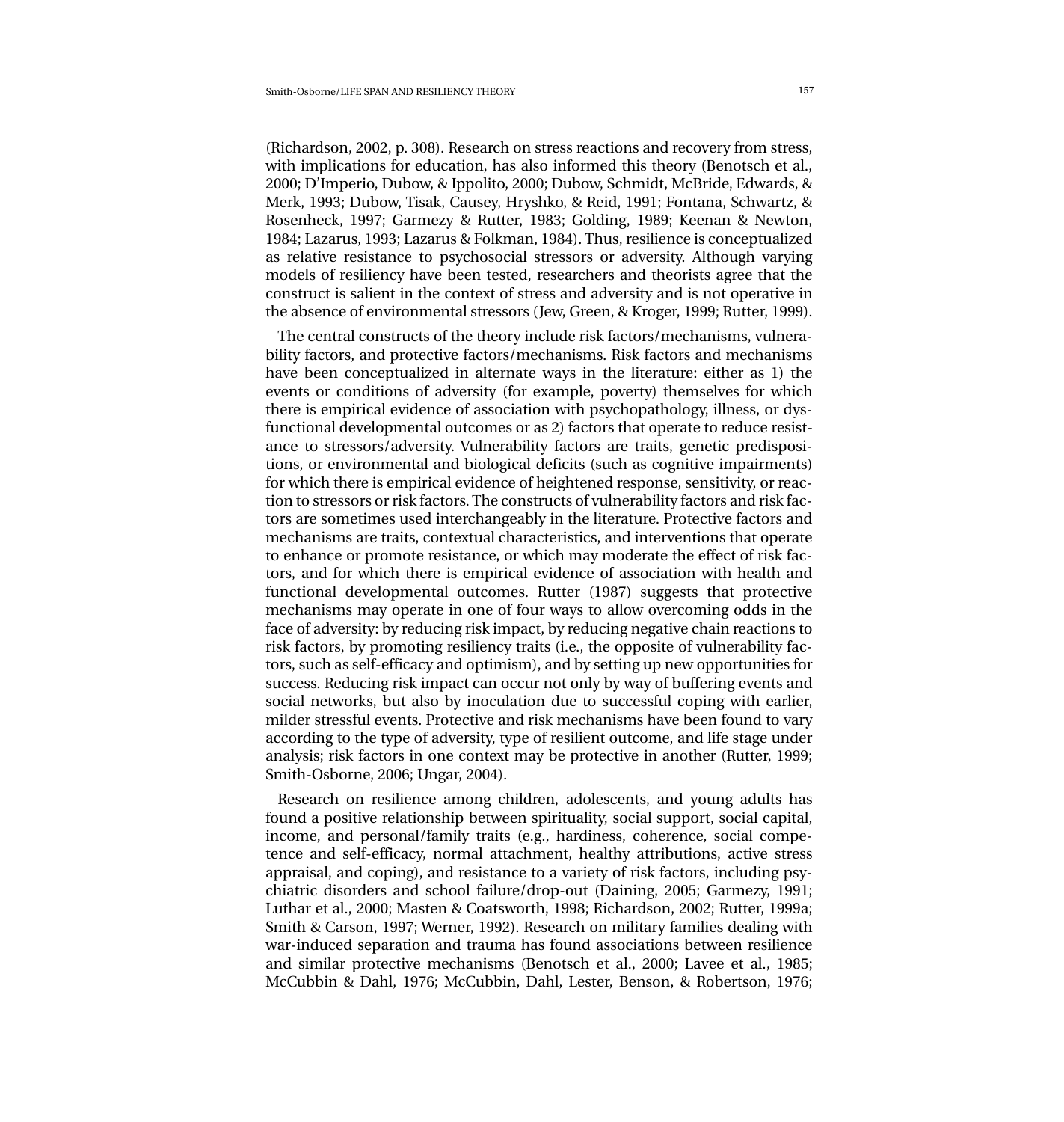(Richardson, 2002, p. 308). Research on stress reactions and recovery from stress, with implications for education, has also informed this theory (Benotsch et al., 2000; D'Imperio, Dubow, & Ippolito, 2000; Dubow, Schmidt, McBride, Edwards, & Merk, 1993; Dubow, Tisak, Causey, Hryshko, & Reid, 1991; Fontana, Schwartz, & Rosenheck, 1997; Garmezy & Rutter, 1983; Golding, 1989; Keenan & Newton, 1984; Lazarus, 1993; Lazarus & Folkman, 1984). Thus, resilience is conceptualized as relative resistance to psychosocial stressors or adversity. Although varying models of resiliency have been tested, researchers and theorists agree that the construct is salient in the context of stress and adversity and is not operative in the absence of environmental stressors (Jew, Green, & Kroger, 1999; Rutter, 1999).

The central constructs of the theory include risk factors/mechanisms, vulnerability factors, and protective factors/mechanisms. Risk factors and mechanisms have been conceptualized in alternate ways in the literature: either as 1) the events or conditions of adversity (for example, poverty) themselves for which there is empirical evidence of association with psychopathology, illness, or dysfunctional developmental outcomes or as 2) factors that operate to reduce resistance to stressors/adversity. Vulnerability factors are traits, genetic predispositions, or environmental and biological deficits (such as cognitive impairments) for which there is empirical evidence of heightened response, sensitivity, or reaction to stressors or risk factors. The constructs of vulnerability factors and risk factors are sometimes used interchangeably in the literature. Protective factors and mechanisms are traits, contextual characteristics, and interventions that operate to enhance or promote resistance, or which may moderate the effect of risk factors, and for which there is empirical evidence of association with health and functional developmental outcomes. Rutter (1987) suggests that protective mechanisms may operate in one of four ways to allow overcoming odds in the face of adversity: by reducing risk impact, by reducing negative chain reactions to risk factors, by promoting resiliency traits (i.e., the opposite of vulnerability factors, such as self-efficacy and optimism), and by setting up new opportunities for success. Reducing risk impact can occur not only by way of buffering events and social networks, but also by inoculation due to successful coping with earlier, milder stressful events. Protective and risk mechanisms have been found to vary according to the type of adversity, type of resilient outcome, and life stage under analysis; risk factors in one context may be protective in another (Rutter, 1999; Smith-Osborne, 2006; Ungar, 2004).

Research on resilience among children, adolescents, and young adults has found a positive relationship between spirituality, social support, social capital, income, and personal/family traits (e.g., hardiness, coherence, social competence and self-efficacy, normal attachment, healthy attributions, active stress appraisal, and coping), and resistance to a variety of risk factors, including psychiatric disorders and school failure/drop-out (Daining, 2005; Garmezy, 1991; Luthar et al., 2000; Masten & Coatsworth, 1998; Richardson, 2002; Rutter, 1999a; Smith & Carson, 1997; Werner, 1992). Research on military families dealing with war-induced separation and trauma has found associations between resilience and similar protective mechanisms (Benotsch et al., 2000; Lavee et al., 1985; McCubbin & Dahl, 1976; McCubbin, Dahl, Lester, Benson, & Robertson, 1976;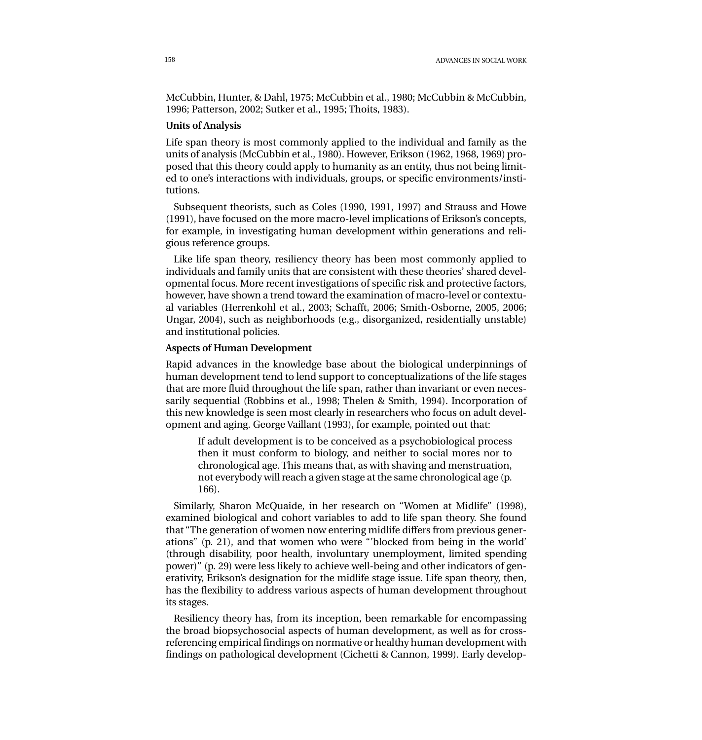McCubbin, Hunter, & Dahl, 1975; McCubbin et al., 1980; McCubbin & McCubbin, 1996; Patterson, 2002; Sutker et al., 1995; Thoits, 1983).

**Units of Analysis**

Life span theory is most commonly applied to the individual and family as the units of analysis (McCubbin et al., 1980). However, Erikson (1962, 1968, 1969) proposed that this theory could apply to humanity as an entity, thus not being limited to one's interactions with individuals, groups, or specific environments/institutions.

Subsequent theorists, such as Coles (1990, 1991, 1997) and Strauss and Howe (1991), have focused on the more macro-level implications of Erikson's concepts, for example, in investigating human development within generations and religious reference groups.

Like life span theory, resiliency theory has been most commonly applied to individuals and family units that are consistent with these theories' shared developmental focus. More recent investigations of specific risk and protective factors, however, have shown a trend toward the examination of macro-level or contextual variables (Herrenkohl et al., 2003; Schafft, 2006; Smith-Osborne, 2005, 2006; Ungar, 2004), such as neighborhoods (e.g., disorganized, residentially unstable) and institutional policies.

**Aspects of Human Development**

Rapid advances in the knowledge base about the biological underpinnings of human development tend to lend support to conceptualizations of the life stages that are more fluid throughout the life span, rather than invariant or even necessarily sequential (Robbins et al., 1998; Thelen & Smith, 1994). Incorporation of this new knowledge is seen most clearly in researchers who focus on adult development and aging. George Vaillant (1993), for example, pointed out that:

> If adult development is to be conceived as a psychobiological process then it must conform to biology, and neither to social mores nor to chronological age. This means that, as with shaving and menstruation, not everybody will reach a given stage at the same chronological age (p. 166).

Similarly, Sharon McQuaide, in her research on "Women at Midlife" (1998), examined biological and cohort variables to add to life span theory. She found that "The generation of women now entering midlife differs from previous generations" (p. 21), and that women who were "'blocked from being in the world' (through disability, poor health, involuntary unemployment, limited spending power)" (p. 29) were less likely to achieve well-being and other indicators of generativity, Erikson's designation for the midlife stage issue. Life span theory, then, has the flexibility to address various aspects of human development throughout its stages.

Resiliency theory has, from its inception, been remarkable for encompassing the broad biopsychosocial aspects of human development, as well as for cross-referencing empirical findings on normative or healthy human development with findings on pathological development (Cichetti & Cannon, 1999). Early develop-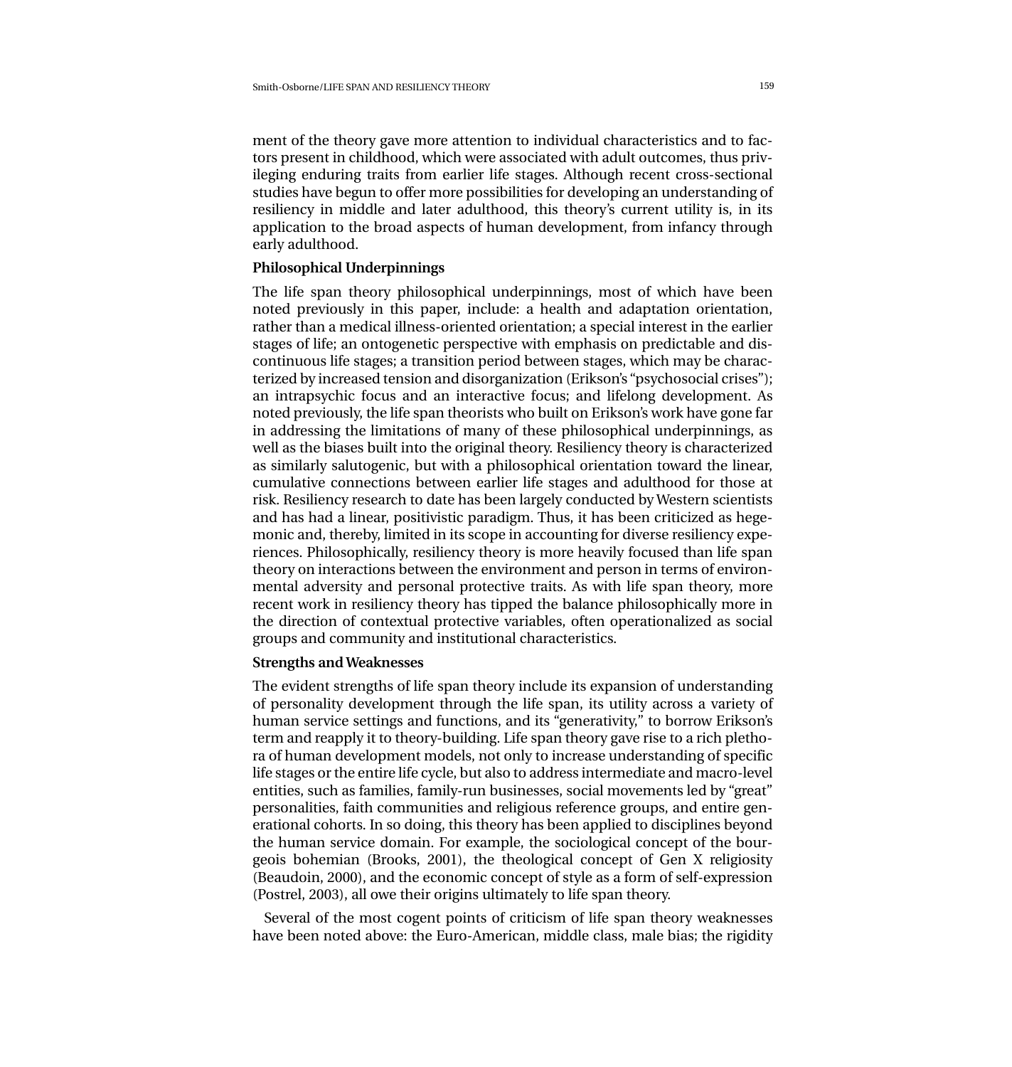ment of the theory gave more attention to individual characteristics and to factors present in childhood, which were associated with adult outcomes, thus privileging enduring traits from earlier life stages. Although recent cross-sectional studies have begun to offer more possibilities for developing an understanding of resiliency in middle and later adulthood, this theory's current utility is, in its application to the broad aspects of human development, from infancy through early adulthood.

### Philosophical Underpinnings

The life span theory philosophical underpinnings, most of which have been noted previously in this paper, include: a health and adaptation orientation, rather than a medical illness-oriented orientation; a special interest in the earlier stages of life; an ontogenetic perspective with emphasis on predictable and discontinuous life stages; a transition period between stages, which may be characterized by increased tension and disorganization (Erikson's "psychosocial crises"); an intrapsychic focus and an interactive focus; and lifelong development. As noted previously, the life span theorists who built on Erikson's work have gone far in addressing the limitations of many of these philosophical underpinnings, as well as the biases built into the original theory. Resiliency theory is characterized as similarly salutogenic, but with a philosophical orientation toward the linear, cumulative connections between earlier life stages and adulthood for those at risk. Resiliency research to date has been largely conducted by Western scientists and has had a linear, positivistic paradigm. Thus, it has been criticized as hegemonic and, thereby, limited in its scope in accounting for diverse resiliency experiences. Philosophically, resiliency theory is more heavily focused than life span theory on interactions between the environment and person in terms of environmental adversity and personal protective traits. As with life span theory, more recent work in resiliency theory has tipped the balance philosophically more in the direction of contextual protective variables, often operationalized as social groups and community and institutional characteristics.

### Strengths and Weaknesses

The evident strengths of life span theory include its expansion of understanding of personality development through the life span, its utility across a variety of human service settings and functions, and its "generativity," to borrow Erikson's term and reapply it to theory-building. Life span theory gave rise to a rich plethora of human development models, not only to increase understanding of specific life stages or the entire life cycle, but also to address intermediate and macro-level entities, such as families, family-run businesses, social movements led by "great" personalities, faith communities and religious reference groups, and entire generational cohorts. In so doing, this theory has been applied to disciplines beyond the human service domain. For example, the sociological concept of the bourgeois bohemian (Brooks, 2001), the theological concept of Gen X religiosity (Beaudoin, 2000), and the economic concept of style as a form of self-expression (Postrel, 2003), all owe their origins ultimately to life span theory.

Several of the most cogent points of criticism of life span theory weaknesses have been noted above: the Euro-American, middle class, male bias; the rigidity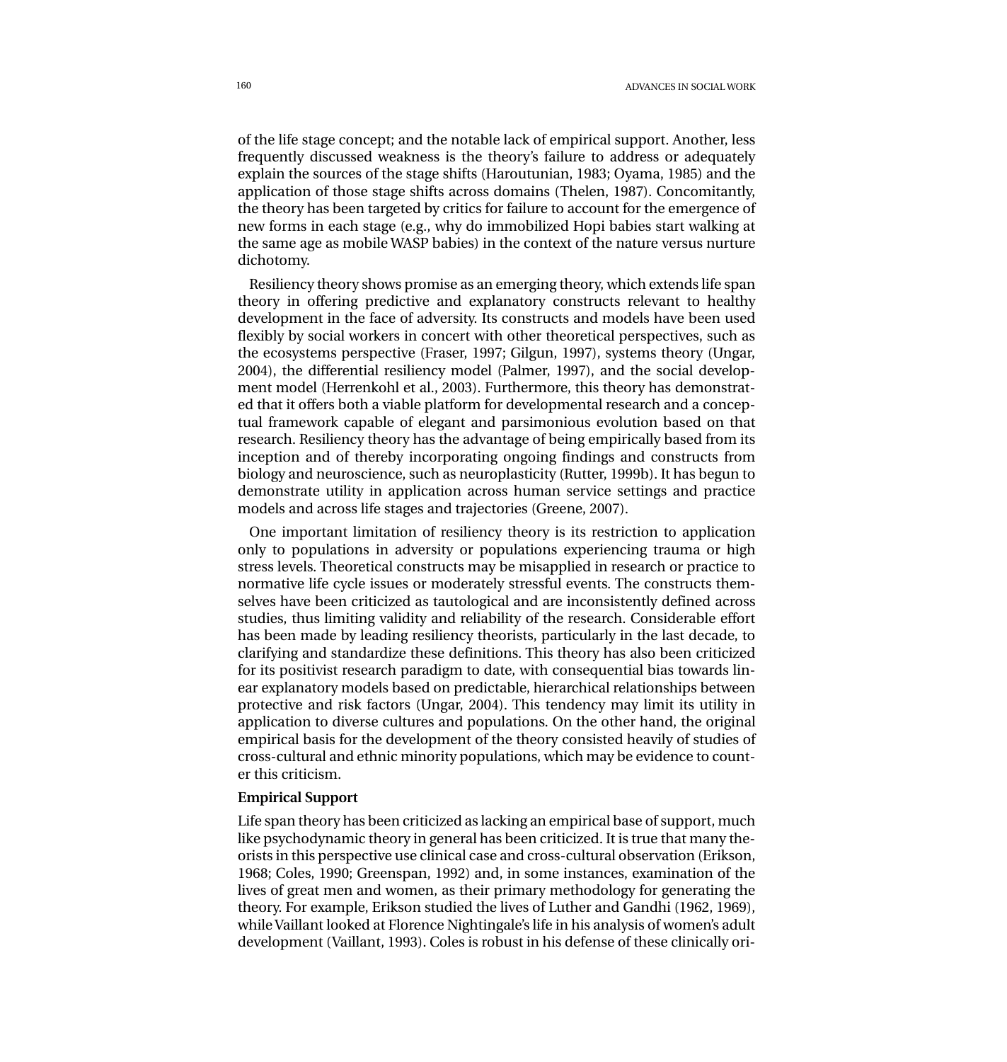of the life stage concept; and the notable lack of empirical support. Another, less frequently discussed weakness is the theory's failure to address or adequately explain the sources of the stage shifts (Haroutunian, 1983; Oyama, 1985) and the application of those stage shifts across domains (Thelen, 1987). Concomitantly, the theory has been targeted by critics for failure to account for the emergence of new forms in each stage (e.g., why do immobilized Hopi babies start walking at the same age as mobile WASP babies) in the context of the nature versus nurture dichotomy.

Resiliency theory shows promise as an emerging theory, which extends life span theory in offering predictive and explanatory constructs relevant to healthy development in the face of adversity. Its constructs and models have been used flexibly by social workers in concert with other theoretical perspectives, such as the ecosystems perspective (Fraser, 1997; Gilgun, 1997), systems theory (Ungar, 2004), the differential resiliency model (Palmer, 1997), and the social development model (Herrenkohl et al., 2003). Furthermore, this theory has demonstrated that it offers both a viable platform for developmental research and a conceptual framework capable of elegant and parsimonious evolution based on that research. Resiliency theory has the advantage of being empirically based from its inception and of thereby incorporating ongoing findings and constructs from biology and neuroscience, such as neuroplasticity (Rutter, 1999b). It has begun to demonstrate utility in application across human service settings and practice models and across life stages and trajectories (Greene, 2007).

One important limitation of resiliency theory is its restriction to application only to populations in adversity or populations experiencing trauma or high stress levels. Theoretical constructs may be misapplied in research or practice to normative life cycle issues or moderately stressful events. The constructs themselves have been criticized as tautological and are inconsistently defined across studies, thus limiting validity and reliability of the research. Considerable effort has been made by leading resiliency theorists, particularly in the last decade, to clarifying and standardize these definitions. This theory has also been criticized for its positivist research paradigm to date, with consequential bias towards linear explanatory models based on predictable, hierarchical relationships between protective and risk factors (Ungar, 2004). This tendency may limit its utility in application to diverse cultures and populations. On the other hand, the original empirical basis for the development of the theory consisted heavily of studies of cross-cultural and ethnic minority populations, which may be evidence to counter this criticism.

**Empirical Support**

Life span theory has been criticized as lacking an empirical base of support, much like psychodynamic theory in general has been criticized. It is true that many theorists in this perspective use clinical case and cross-cultural observation (Erikson, 1968; Coles, 1990; Greenspan, 1992) and, in some instances, examination of the lives of great men and women, as their primary methodology for generating the theory. For example, Erikson studied the lives of Luther and Gandhi (1962, 1969), while Vaillant looked at Florence Nightingale's life in his analysis of women's adult development (Vaillant, 1993). Coles is robust in his defense of these clinically ori-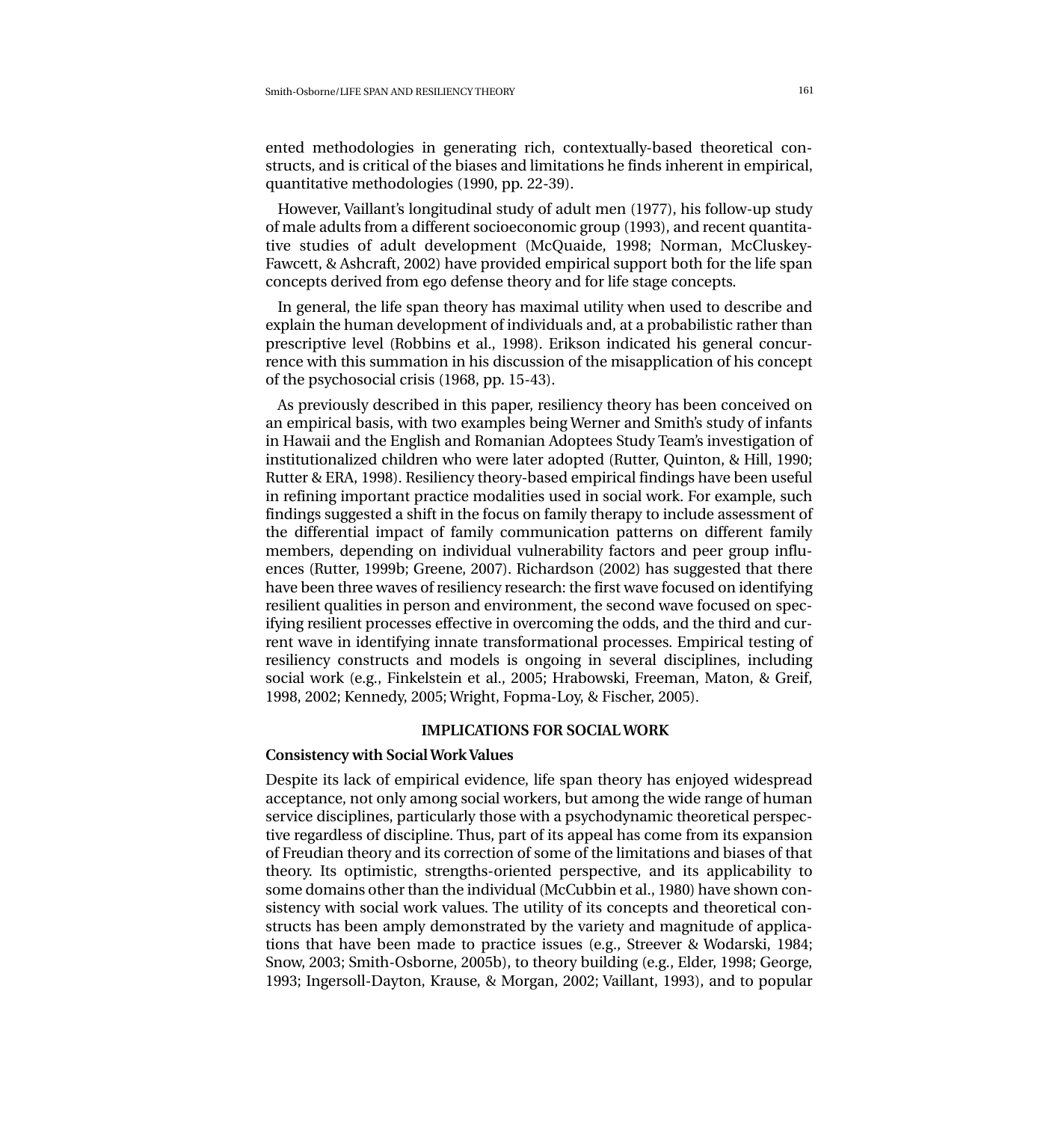ented methodologies in generating rich, contextually-based theoretical constructs, and is critical of the biases and limitations he finds inherent in empirical, quantitative methodologies (1990, pp. 22-39).

However, Vaillant's longitudinal study of adult men (1977), his follow-up study of male adults from a different socioeconomic group (1993), and recent quantitative studies of adult development (McQuaide, 1998; Norman, McCluskey-Fawcett, & Ashcraft, 2002) have provided empirical support both for the life span concepts derived from ego defense theory and for life stage concepts.

In general, the life span theory has maximal utility when used to describe and explain the human development of individuals and, at a probabilistic rather than prescriptive level (Robbins et al., 1998). Erikson indicated his general concurrence with this summation in his discussion of the misapplication of his concept of the psychosocial crisis (1968, pp. 15-43).

As previously described in this paper, resiliency theory has been conceived on an empirical basis, with two examples being Werner and Smith's study of infants in Hawaii and the English and Romanian Adoptees Study Team's investigation of institutionalized children who were later adopted (Rutter, Quinton, & Hill, 1990; Rutter & ERA, 1998). Resiliency theory-based empirical findings have been useful in refining important practice modalities used in social work. For example, such findings suggested a shift in the focus on family therapy to include assessment of the differential impact of family communication patterns on different family members, depending on individual vulnerability factors and peer group influences (Rutter, 1999b; Greene, 2007). Richardson (2002) has suggested that there have been three waves of resiliency research: the first wave focused on identifying resilient qualities in person and environment, the second wave focused on specifying resilient processes effective in overcoming the odds, and the third and current wave in identifying innate transformational processes. Empirical testing of resiliency constructs and models is ongoing in several disciplines, including social work (e.g., Finkelstein et al., 2005; Hrabowski, Freeman, Maton, & Greif, 1998, 2002; Kennedy, 2005; Wright, Fopma-Loy, & Fischer, 2005).

## IMPLICATIONS FOR SOCIAL WORK

### Consistency with Social Work Values

Despite its lack of empirical evidence, life span theory has enjoyed widespread acceptance, not only among social workers, but among the wide range of human service disciplines, particularly those with a psychodynamic theoretical perspective regardless of discipline. Thus, part of its appeal has come from its expansion of Freudian theory and its correction of some of the limitations and biases of that theory. Its optimistic, strengths-oriented perspective, and its applicability to some domains other than the individual (McCubbin et al., 1980) have shown consistency with social work values. The utility of its concepts and theoretical constructs has been amply demonstrated by the variety and magnitude of applications that have been made to practice issues (e.g., Streever & Wodarski, 1984; Snow, 2003; Smith-Osborne, 2005b), to theory building (e.g., Elder, 1998; George, 1993; Ingersoll-Dayton, Krause, & Morgan, 2002; Vaillant, 1993), and to popular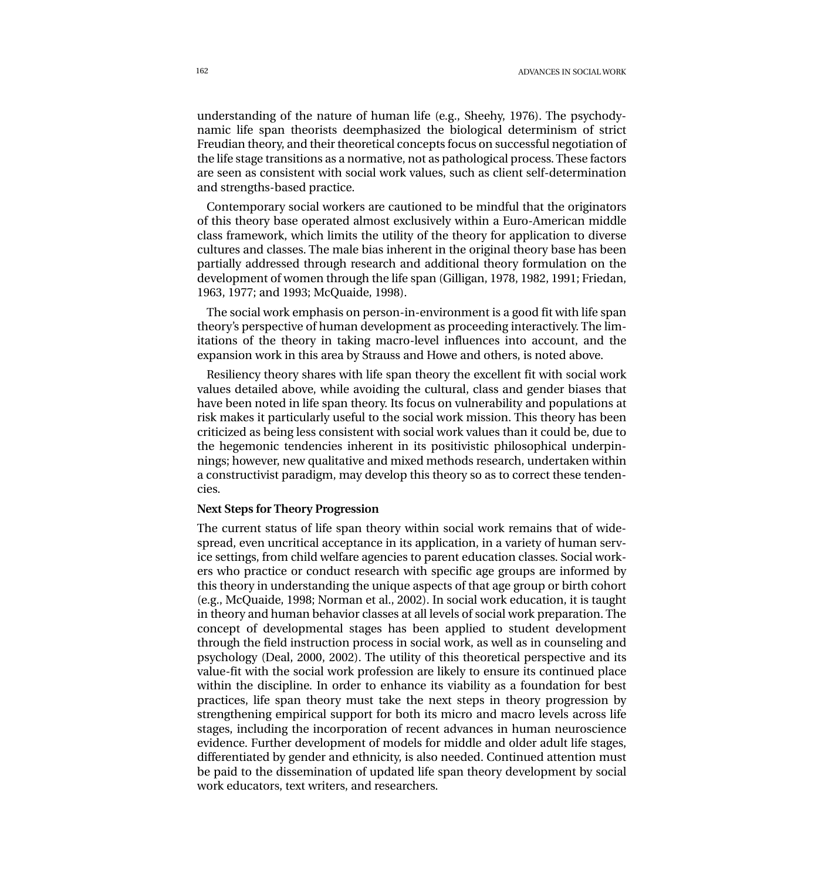understanding of the nature of human life (e.g., Sheehy, 1976). The psychodynamic life span theorists deemphasized the biological determinism of strict Freudian theory, and their theoretical concepts focus on successful negotiation of the life stage transitions as a normative, not as pathological process. These factors are seen as consistent with social work values, such as client self-determination and strengths-based practice.

Contemporary social workers are cautioned to be mindful that the originators of this theory base operated almost exclusively within a Euro-American middle class framework, which limits the utility of the theory for application to diverse cultures and classes. The male bias inherent in the original theory base has been partially addressed through research and additional theory formulation on the development of women through the life span (Gilligan, 1978, 1982, 1991; Friedan, 1963, 1977; and 1993; McQuaide, 1998).

The social work emphasis on person-in-environment is a good fit with life span theory's perspective of human development as proceeding interactively. The limitations of the theory in taking macro-level influences into account, and the expansion work in this area by Strauss and Howe and others, is noted above.

Resiliency theory shares with life span theory the excellent fit with social work values detailed above, while avoiding the cultural, class and gender biases that have been noted in life span theory. Its focus on vulnerability and populations at risk makes it particularly useful to the social work mission. This theory has been criticized as being less consistent with social work values than it could be, due to the hegemonic tendencies inherent in its positivistic philosophical underpinnings; however, new qualitative and mixed methods research, undertaken within a constructivist paradigm, may develop this theory so as to correct these tendencies.

**Next Steps for Theory Progression**

The current status of life span theory within social work remains that of widespread, even uncritical acceptance in its application, in a variety of human service settings, from child welfare agencies to parent education classes. Social workers who practice or conduct research with specific age groups are informed by this theory in understanding the unique aspects of that age group or birth cohort (e.g., McQuaide, 1998; Norman et al., 2002). In social work education, it is taught in theory and human behavior classes at all levels of social work preparation. The concept of developmental stages has been applied to student development through the field instruction process in social work, as well as in counseling and psychology (Deal, 2000, 2002). The utility of this theoretical perspective and its value-fit with the social work profession are likely to ensure its continued place within the discipline. In order to enhance its viability as a foundation for best practices, life span theory must take the next steps in theory progression by strengthening empirical support for both its micro and macro levels across life stages, including the incorporation of recent advances in human neuroscience evidence. Further development of models for middle and older adult life stages, differentiated by gender and ethnicity, is also needed. Continued attention must be paid to the dissemination of updated life span theory development by social work educators, text writers, and researchers.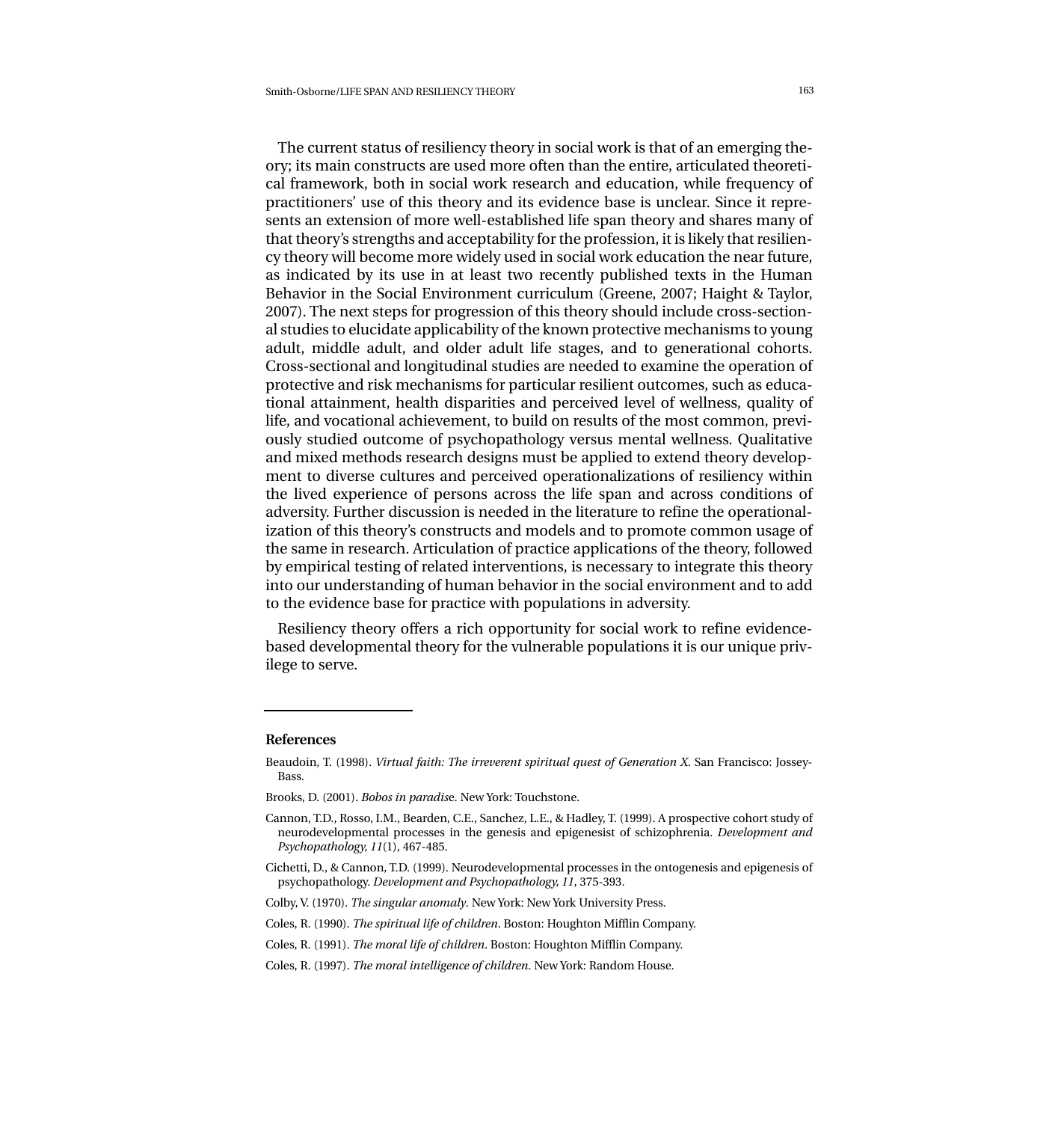The current status of resiliency theory in social work is that of an emerging theory; its main constructs are used more often than the entire, articulated theoretical framework, both in social work research and education, while frequency of practitioners' use of this theory and its evidence base is unclear. Since it represents an extension of more well-established life span theory and shares many of that theory's strengths and acceptability for the profession, it is likely that resiliency theory will become more widely used in social work education the near future, as indicated by its use in at least two recently published texts in the Human Behavior in the Social Environment curriculum (Greene, 2007; Haight & Taylor, 2007). The next steps for progression of this theory should include cross-sectional studies to elucidate applicability of the known protective mechanisms to young adult, middle adult, and older adult life stages, and to generational cohorts. Cross-sectional and longitudinal studies are needed to examine the operation of protective and risk mechanisms for particular resilient outcomes, such as educational attainment, health disparities and perceived level of wellness, quality of life, and vocational achievement, to build on results of the most common, previously studied outcome of psychopathology versus mental wellness. Qualitative and mixed methods research designs must be applied to extend theory development to diverse cultures and perceived operationalizations of resiliency within the lived experience of persons across the life span and across conditions of adversity. Further discussion is needed in the literature to refine the operationalization of this theory's constructs and models and to promote common usage of the same in research. Articulation of practice applications of the theory, followed by empirical testing of related interventions, is necessary to integrate this theory into our understanding of human behavior in the social environment and to add to the evidence base for practice with populations in adversity.

Resiliency theory offers a rich opportunity for social work to refine evidence-based developmental theory for the vulnerable populations it is our unique privilege to serve.

## References

Beaudoin, T. (1998). *Virtual faith: The irreverent spiritual quest of Generation X*. San Francisco: Jossey-Bass.

Brooks, D. (2001). *Bobos in paradise*. New York: Touchstone.

Cannon, T.D., Rosso, I.M., Bearden, C.E., Sanchez, L.E., & Hadley, T. (1999). A prospective cohort study of neurodevelopmental processes in the genesis and epigenesist of schizophrenia. *Development and Psychopathology, 11*(1), 467-485.

Cichetti, D., & Cannon, T.D. (1999). Neurodevelopmental processes in the ontogenesis and epigenesis of psychopathology. *Development and Psychopathology, 11*, 375-393.

Colby, V. (1970). *The singular anomaly*. New York: New York University Press.

Coles, R. (1990). *The spiritual life of children*. Boston: Houghton Mifflin Company.

Coles, R. (1991). *The moral life of children*. Boston: Houghton Mifflin Company.

Coles, R. (1997). *The moral intelligence of children*. New York: Random House.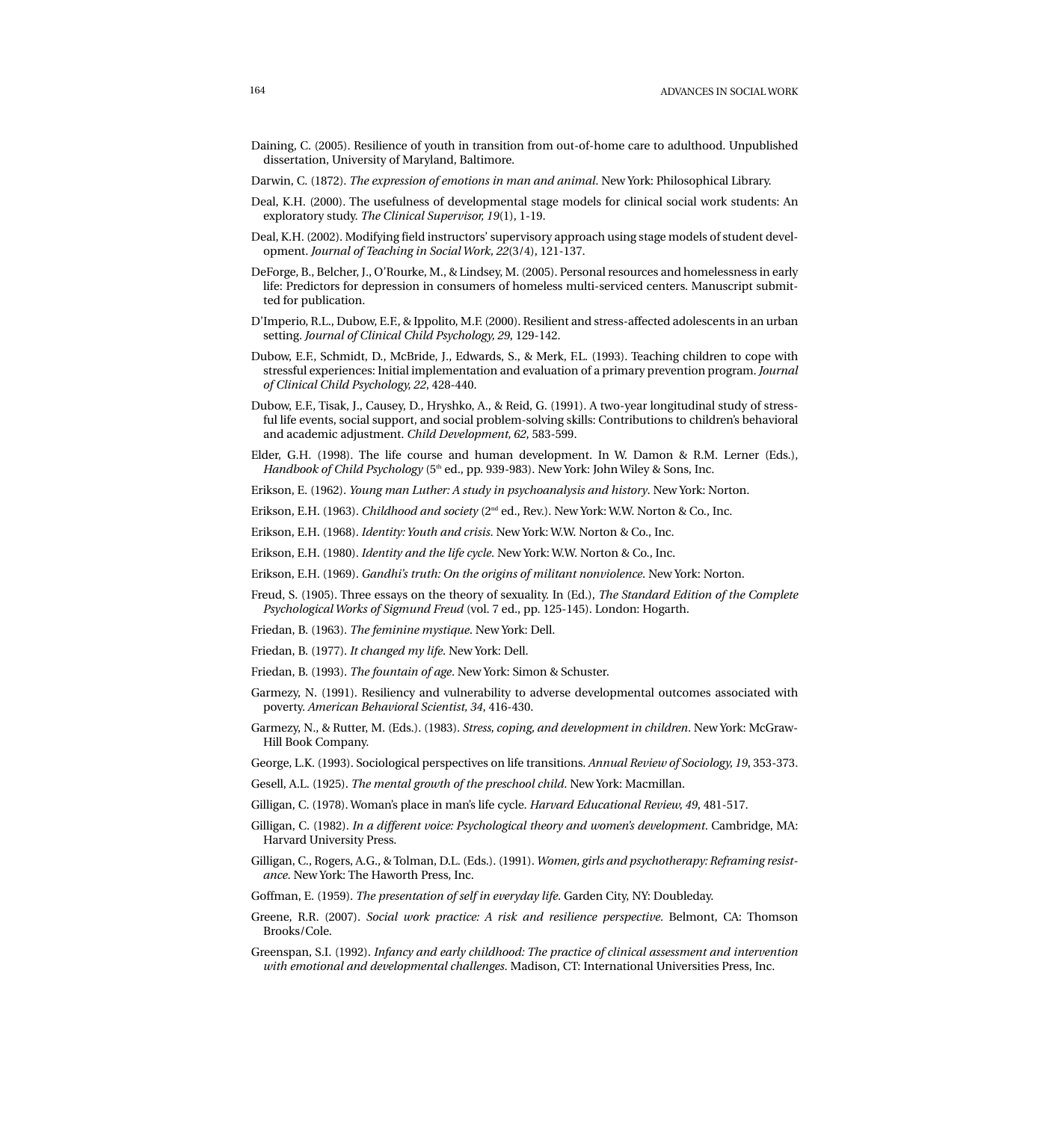Daining, C. (2005). Resilience of youth in transition from out-of-home care to adulthood. Unpublished dissertation, University of Maryland, Baltimore.

Darwin, C. (1872). *The expression of emotions in man and animal*. New York: Philosophical Library.

Deal, K.H. (2000). The usefulness of developmental stage models for clinical social work students: An exploratory study. *The Clinical Supervisor, 19*(1), 1-19.

Deal, K.H. (2002). Modifying field instructors' supervisory approach using stage models of student development. *Journal of Teaching in Social Work, 22*(3/4), 121-137.

DeForge, B., Belcher, J., O'Rourke, M., & Lindsey, M. (2005). Personal resources and homelessness in early life: Predictors for depression in consumers of homeless multi-serviced centers. Manuscript submitted for publication.

D'Imperio, R.L., Dubow, E.F., & Ippolito, M.F. (2000). Resilient and stress-affected adolescents in an urban setting. *Journal of Clinical Child Psychology, 29*, 129-142.

Dubow, E.F., Schmidt, D., McBride, J., Edwards, S., & Merk, F.L. (1993). Teaching children to cope with stressful experiences: Initial implementation and evaluation of a primary prevention program. *Journal of Clinical Child Psychology, 22*, 428-440.

Dubow, E.F., Tisak, J., Causey, D., Hryshko, A., & Reid, G. (1991). A two-year longitudinal study of stressful life events, social support, and social problem-solving skills: Contributions to children's behavioral and academic adjustment. *Child Development, 62,* 583-599.

Elder, G.H. (1998). The life course and human development. In W. Damon & R.M. Lerner (Eds.), *Handbook of Child Psychology* (5th ed., pp. 939-983). New York: John Wiley & Sons, Inc.

Erikson, E. (1962). *Young man Luther: A study in psychoanalysis and history*. New York: Norton.

Erikson, E.H. (1963). *Childhood and society* (2nd ed., Rev.). New York: W.W. Norton & Co., Inc.

Erikson, E.H. (1968). *Identity: Youth and crisis.* New York: W.W. Norton & Co., Inc.

Erikson, E.H. (1980). *Identity and the life cycle.* New York: W.W. Norton & Co., Inc.

Erikson, E.H. (1969). *Gandhi's truth: On the origins of militant nonviolence.* New York: Norton.

Freud, S. (1905). Three essays on the theory of sexuality. In (Ed.), *The Standard Edition of the Complete Psychological Works of Sigmund Freud* (vol. 7 ed., pp. 125-145). London: Hogarth.

Friedan, B. (1963). *The feminine mystique*. New York: Dell.

Friedan, B. (1977). *It changed my life*. New York: Dell.

Friedan, B. (1993). *The fountain of age*. New York: Simon & Schuster.

Garmezy, N. (1991). Resiliency and vulnerability to adverse developmental outcomes associated with poverty. *American Behavioral Scientist, 34*, 416-430.

Garmezy, N., & Rutter, M. (Eds.). (1983). *Stress, coping, and development in children*. New York: McGraw-Hill Book Company.

George, L.K. (1993). Sociological perspectives on life transitions. *Annual Review of Sociology, 19,* 353-373.

Gesell, A.L. (1925). *The mental growth of the preschool child*. New York: Macmillan.

Gilligan, C. (1978). Woman's place in man's life cycle. *Harvard Educational Review, 49*, 481-517.

Gilligan, C. (1982). *In a different voice: Psychological theory and women's development*. Cambridge, MA: Harvard University Press.

Gilligan, C., Rogers, A.G., & Tolman, D.L. (Eds.). (1991). *Women, girls and psychotherapy: Reframing resistance.* New York: The Haworth Press, Inc.

Goffman, E. (1959). *The presentation of self in everyday life*. Garden City, NY: Doubleday.

Greene, R.R. (2007). *Social work practice: A risk and resilience perspective*. Belmont, CA: Thomson Brooks/Cole.

Greenspan, S.I. (1992). *Infancy and early childhood: The practice of clinical assessment and intervention with emotional and developmental challenges*. Madison, CT: International Universities Press, Inc.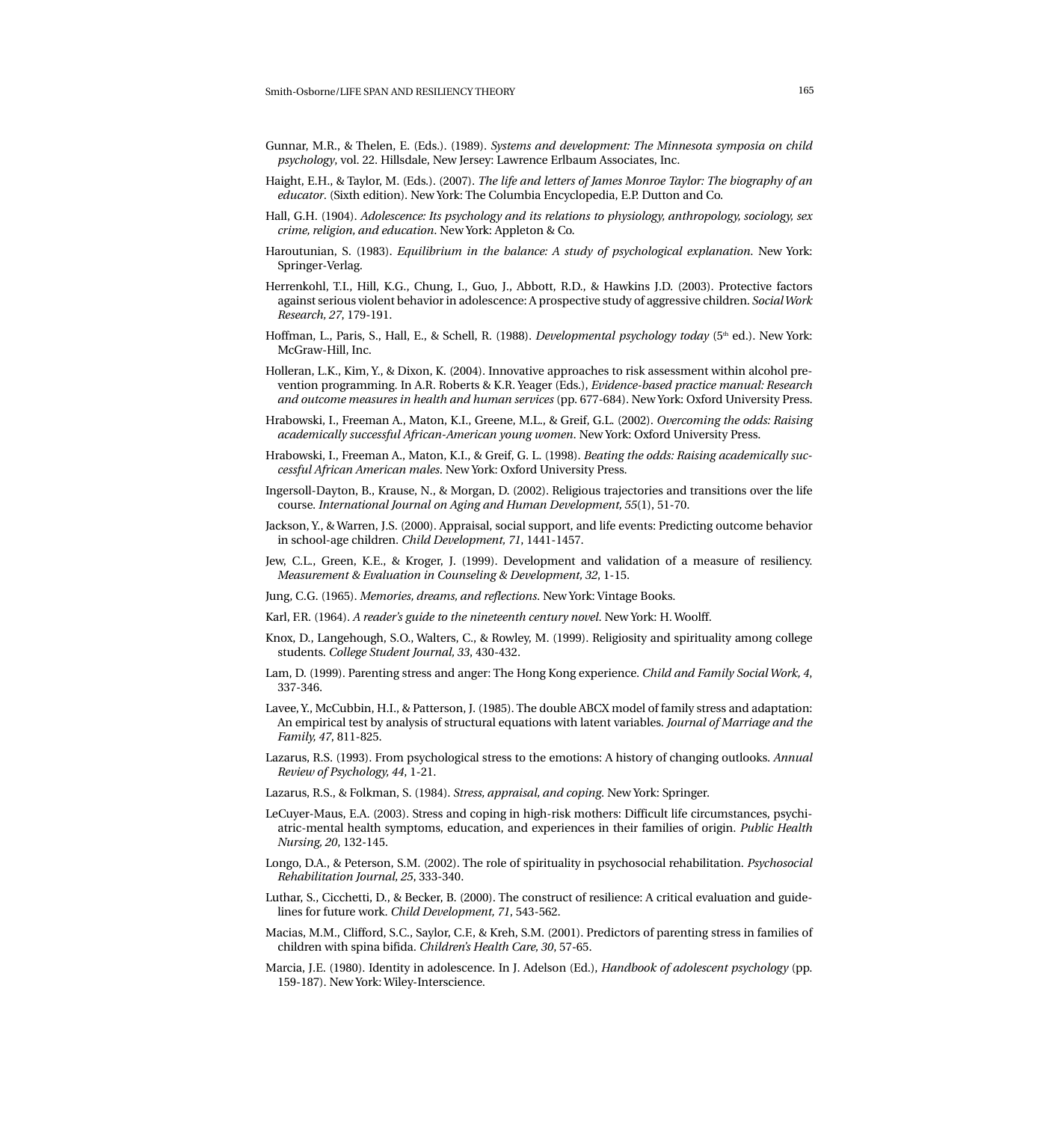Gunnar, M.R., & Thelen, E. (Eds.). (1989). *Systems and development: The Minnesota symposia on child psychology*, vol. 22. Hillsdale, New Jersey: Lawrence Erlbaum Associates, Inc.

Haight, E.H., & Taylor, M. (Eds.). (2007). *The life and letters of James Monroe Taylor: The biography of an educator*. (Sixth edition). New York: The Columbia Encyclopedia, E.P. Dutton and Co.

Hall, G.H. (1904). *Adolescence: Its psychology and its relations to physiology, anthropology, sociology, sex crime, religion, and education*. New York: Appleton & Co.

Haroutunian, S. (1983). *Equilibrium in the balance: A study of psychological explanation*. New York: Springer-Verlag.

Herrenkohl, T.I., Hill, K.G., Chung, I., Guo, J., Abbott, R.D., & Hawkins J.D. (2003). Protective factors against serious violent behavior in adolescence: A prospective study of aggressive children. *Social Work Research, 27*, 179-191.

Hoffman, L., Paris, S., Hall, E., & Schell, R. (1988). *Developmental psychology today* (5th ed.). New York: McGraw-Hill, Inc.

Holleran, L.K., Kim, Y., & Dixon, K. (2004). Innovative approaches to risk assessment within alcohol prevention programming. In A.R. Roberts & K.R. Yeager (Eds.), *Evidence-based practice manual: Research and outcome measures in health and human services* (pp. 677-684). New York: Oxford University Press.

Hrabowski, I., Freeman A., Maton, K.I., Greene, M.L., & Greif, G.L. (2002). *Overcoming the odds: Raising academically successful African-American young women*. New York: Oxford University Press.

Hrabowski, I., Freeman A., Maton, K.I., & Greif, G. L. (1998). *Beating the odds: Raising academically successful African American males*. New York: Oxford University Press.

Ingersoll-Dayton, B., Krause, N., & Morgan, D. (2002). Religious trajectories and transitions over the life course. *International Journal on Aging and Human Development, 55*(1), 51-70.

Jackson, Y., & Warren, J.S. (2000). Appraisal, social support, and life events: Predicting outcome behavior in school-age children. *Child Development, 71*, 1441-1457.

Jew, C.L., Green, K.E., & Kroger, J. (1999). Development and validation of a measure of resiliency. *Measurement & Evaluation in Counseling & Development, 32*, 1-15.

Jung, C.G. (1965). *Memories, dreams, and reflections*. New York: Vintage Books.

Karl, F.R. (1964). *A reader's guide to the nineteenth century novel*. New York: H. Woolff.

Knox, D., Langehough, S.O., Walters, C., & Rowley, M. (1999). Religiosity and spirituality among college students. *College Student Journal, 33*, 430-432.

Lam, D. (1999). Parenting stress and anger: The Hong Kong experience. *Child and Family Social Work, 4*, 337-346.

Lavee, Y., McCubbin, H.I., & Patterson, J. (1985). The double ABCX model of family stress and adaptation: An empirical test by analysis of structural equations with latent variables. *Journal of Marriage and the Family, 47*, 811-825.

Lazarus, R.S. (1993). From psychological stress to the emotions: A history of changing outlooks. *Annual Review of Psychology, 44*, 1-21.

Lazarus, R.S., & Folkman, S. (1984). *Stress, appraisal, and coping*. New York: Springer.

LeCuyer-Maus, E.A. (2003). Stress and coping in high-risk mothers: Difficult life circumstances, psychiatric-mental health symptoms, education, and experiences in their families of origin. *Public Health Nursing, 20*, 132-145.

Longo, D.A., & Peterson, S.M. (2002). The role of spirituality in psychosocial rehabilitation. *Psychosocial Rehabilitation Journal, 25*, 333-340.

Luthar, S., Cicchetti, D., & Becker, B. (2000). The construct of resilience: A critical evaluation and guidelines for future work. *Child Development, 71*, 543-562.

Macias, M.M., Clifford, S.C., Saylor, C.F., & Kreh, S.M. (2001). Predictors of parenting stress in families of children with spina bifida. *Children's Health Care, 30*, 57-65.

Marcia, J.E. (1980). Identity in adolescence. In J. Adelson (Ed.), *Handbook of adolescent psychology* (pp. 159-187). New York: Wiley-Interscience.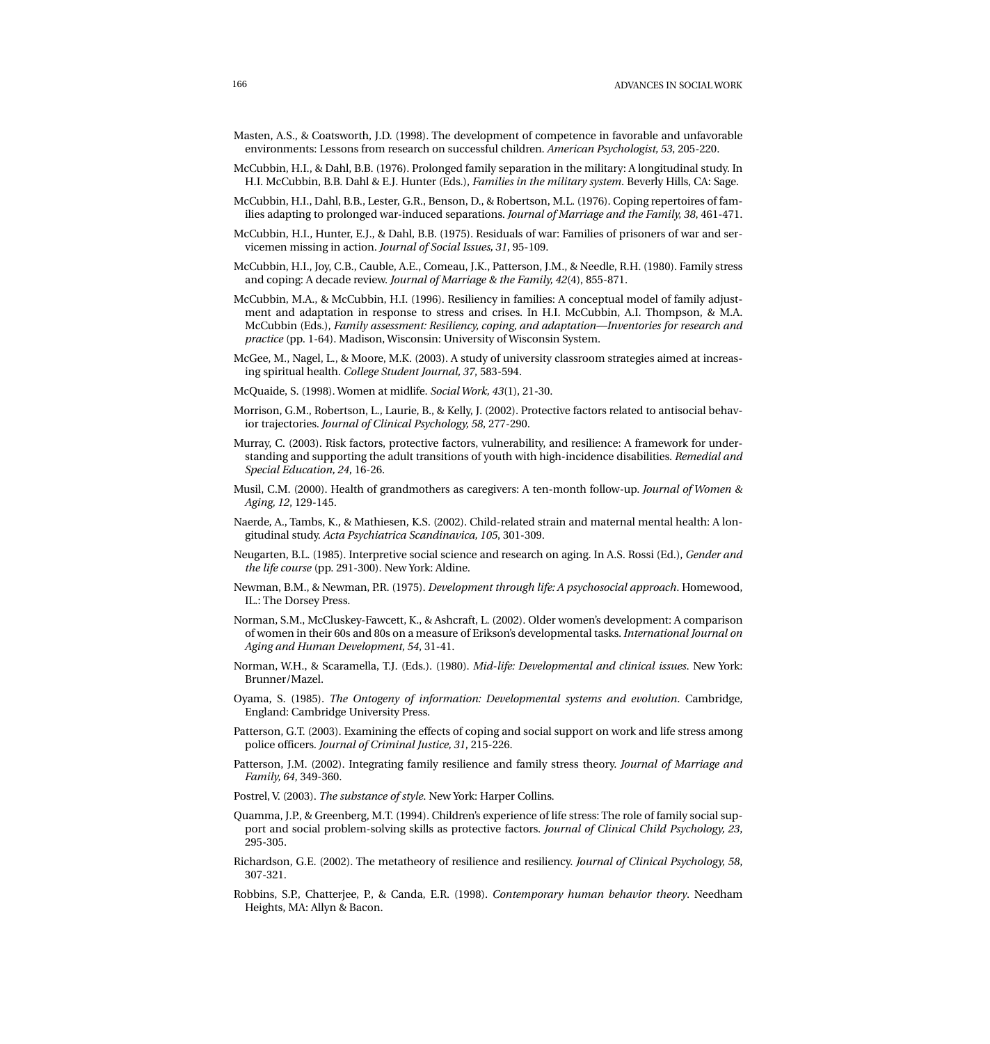Masten, A.S., & Coatsworth, J.D. (1998). The development of competence in favorable and unfavorable environments: Lessons from research on successful children. *American Psychologist, 53*, 205-220.

McCubbin, H.I., & Dahl, B.B. (1976). Prolonged family separation in the military: A longitudinal study. In H.I. McCubbin, B.B. Dahl & E.J. Hunter (Eds.), *Families in the military system*. Beverly Hills, CA: Sage.

McCubbin, H.I., Dahl, B.B., Lester, G.R., Benson, D., & Robertson, M.L. (1976). Coping repertoires of families adapting to prolonged war-induced separations. *Journal of Marriage and the Family, 38*, 461-471.

McCubbin, H.I., Hunter, E.J., & Dahl, B.B. (1975). Residuals of war: Families of prisoners of war and servicemen missing in action. *Journal of Social Issues, 31*, 95-109.

McCubbin, H.I., Joy, C.B., Cauble, A.E., Comeau, J.K., Patterson, J.M., & Needle, R.H. (1980). Family stress and coping: A decade review. *Journal of Marriage & the Family, 42*(4), 855-871.

McCubbin, M.A., & McCubbin, H.I. (1996). Resiliency in families: A conceptual model of family adjustment and adaptation in response to stress and crises. In H.I. McCubbin, A.I. Thompson, & M.A. McCubbin (Eds.), *Family assessment: Resiliency, coping, and adaptation—Inventories for research and practice* (pp. 1-64). Madison, Wisconsin: University of Wisconsin System.

McGee, M., Nagel, L., & Moore, M.K. (2003). A study of university classroom strategies aimed at increasing spiritual health. *College Student Journal, 37*, 583-594.

McQuaide, S. (1998). Women at midlife. *Social Work, 43*(1), 21-30.

Morrison, G.M., Robertson, L., Laurie, B., & Kelly, J. (2002). Protective factors related to antisocial behavior trajectories. *Journal of Clinical Psychology, 58*, 277-290.

Murray, C. (2003). Risk factors, protective factors, vulnerability, and resilience: A framework for understanding and supporting the adult transitions of youth with high-incidence disabilities. *Remedial and Special Education, 24*, 16-26.

Musil, C.M. (2000). Health of grandmothers as caregivers: A ten-month follow-up. *Journal of Women & Aging, 12*, 129-145.

Naerde, A., Tambs, K., & Mathiesen, K.S. (2002). Child-related strain and maternal mental health: A longitudinal study. *Acta Psychiatrica Scandinavica, 105*, 301-309.

Neugarten, B.L. (1985). Interpretive social science and research on aging. In A.S. Rossi (Ed.), *Gender and the life course* (pp. 291-300). New York: Aldine.

Newman, B.M., & Newman, P.R. (1975). *Development through life: A psychosocial approach*. Homewood, IL.: The Dorsey Press.

Norman, S.M., McCluskey-Fawcett, K., & Ashcraft, L. (2002). Older women's development: A comparison of women in their 60s and 80s on a measure of Erikson's developmental tasks. *International Journal on Aging and Human Development, 54*, 31-41.

Norman, W.H., & Scaramella, T.J. (Eds.). (1980). *Mid-life: Developmental and clinical issues*. New York: Brunner/Mazel.

Oyama, S. (1985). *The Ontogeny of information: Developmental systems and evolution*. Cambridge, England: Cambridge University Press.

Patterson, G.T. (2003). Examining the effects of coping and social support on work and life stress among police officers. *Journal of Criminal Justice, 31*, 215-226.

Patterson, J.M. (2002). Integrating family resilience and family stress theory. *Journal of Marriage and Family, 64*, 349-360.

Postrel, V. (2003). *The substance of style*. New York: Harper Collins.

Quamma, J.P., & Greenberg, M.T. (1994). Children's experience of life stress: The role of family social support and social problem-solving skills as protective factors. *Journal of Clinical Child Psychology, 23*, 295-305.

Richardson, G.E. (2002). The metatheory of resilience and resiliency. *Journal of Clinical Psychology, 58*, 307-321.

Robbins, S.P., Chatterjee, P., & Canda, E.R. (1998). *Contemporary human behavior theory*. Needham Heights, MA: Allyn & Bacon.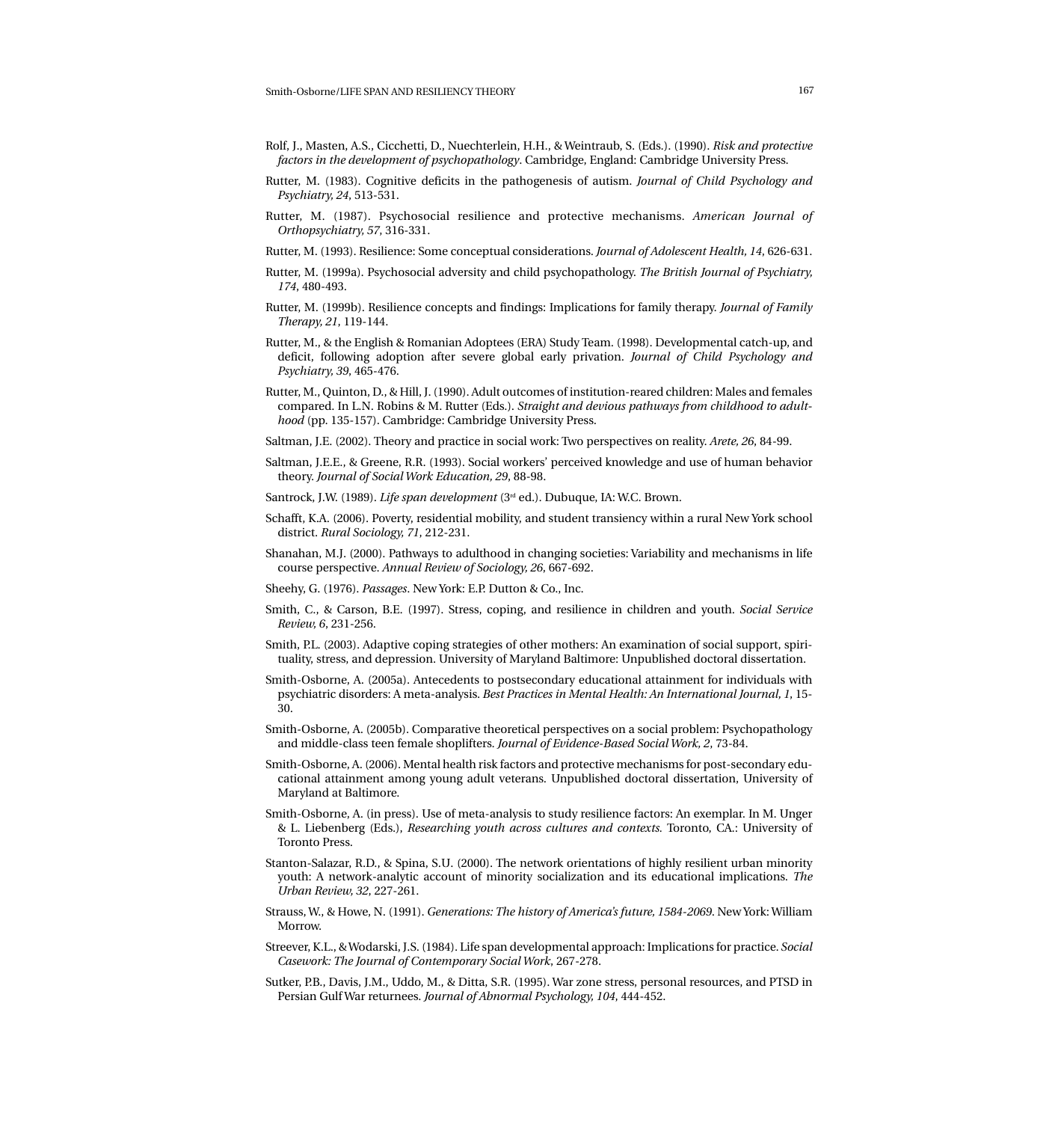Rolf, J., Masten, A.S., Cicchetti, D., Nuechterlein, H.H., & Weintraub, S. (Eds.). (1990). *Risk and protective factors in the development of psychopathology*. Cambridge, England: Cambridge University Press.

Rutter, M. (1983). Cognitive deficits in the pathogenesis of autism. *Journal of Child Psychology and Psychiatry, 24*, 513-531.

Rutter, M. (1987). Psychosocial resilience and protective mechanisms. *American Journal of Orthopsychiatry, 57*, 316-331.

Rutter, M. (1993). Resilience: Some conceptual considerations. *Journal of Adolescent Health, 14*, 626-631.

Rutter, M. (1999a). Psychosocial adversity and child psychopathology. *The British Journal of Psychiatry, 174*, 480-493.

Rutter, M. (1999b). Resilience concepts and findings: Implications for family therapy. *Journal of Family Therapy, 21*, 119-144.

Rutter, M., & the English & Romanian Adoptees (ERA) Study Team. (1998). Developmental catch-up, and deficit, following adoption after severe global early privation. *Journal of Child Psychology and Psychiatry, 39*, 465-476.

Rutter, M., Quinton, D., & Hill, J. (1990). Adult outcomes of institution-reared children: Males and females compared. In L.N. Robins & M. Rutter (Eds.). *Straight and devious pathways from childhood to adulthood* (pp. 135-157). Cambridge: Cambridge University Press.

Saltman, J.E. (2002). Theory and practice in social work: Two perspectives on reality. *Arete, 26*, 84-99.

Saltman, J.E.E., & Greene, R.R. (1993). Social workers' perceived knowledge and use of human behavior theory. *Journal of Social Work Education, 29*, 88-98.

Santrock, J.W. (1989). *Life span development* (3rd ed.). Dubuque, IA: W.C. Brown.

Schafft, K.A. (2006). Poverty, residential mobility, and student transiency within a rural New York school district. *Rural Sociology, 71*, 212-231.

Shanahan, M.J. (2000). Pathways to adulthood in changing societies: Variability and mechanisms in life course perspective. *Annual Review of Sociology, 26*, 667-692.

Sheehy, G. (1976). *Passages*. New York: E.P. Dutton & Co., Inc.

Smith, C., & Carson, B.E. (1997). Stress, coping, and resilience in children and youth. *Social Service Review, 6*, 231-256.

Smith, P.L. (2003). Adaptive coping strategies of other mothers: An examination of social support, spirituality, stress, and depression. University of Maryland Baltimore: Unpublished doctoral dissertation.

Smith-Osborne, A. (2005a). Antecedents to postsecondary educational attainment for individuals with psychiatric disorders: A meta-analysis. *Best Practices in Mental Health: An International Journal, 1*, 15-30.

Smith-Osborne, A. (2005b). Comparative theoretical perspectives on a social problem: Psychopathology and middle-class teen female shoplifters. *Journal of Evidence-Based Social Work, 2*, 73-84.

Smith-Osborne, A. (2006). Mental health risk factors and protective mechanisms for post-secondary educational attainment among young adult veterans. Unpublished doctoral dissertation, University of Maryland at Baltimore.

Smith-Osborne, A. (in press). Use of meta-analysis to study resilience factors: An exemplar. In M. Unger & L. Liebenberg (Eds.), *Researching youth across cultures and contexts*. Toronto, CA.: University of Toronto Press.

Stanton-Salazar, R.D., & Spina, S.U. (2000). The network orientations of highly resilient urban minority youth: A network-analytic account of minority socialization and its educational implications. *The Urban Review, 32*, 227-261.

Strauss, W., & Howe, N. (1991). *Generations: The history of America's future, 1584-2069*. New York: William Morrow.

Streever, K.L., & Wodarski, J.S. (1984). Life span developmental approach: Implications for practice. *Social Casework: The Journal of Contemporary Social Work*, 267-278.

Sutker, P.B., Davis, J.M., Uddo, M., & Ditta, S.R. (1995). War zone stress, personal resources, and PTSD in Persian Gulf War returnees. *Journal of Abnormal Psychology, 104*, 444-452.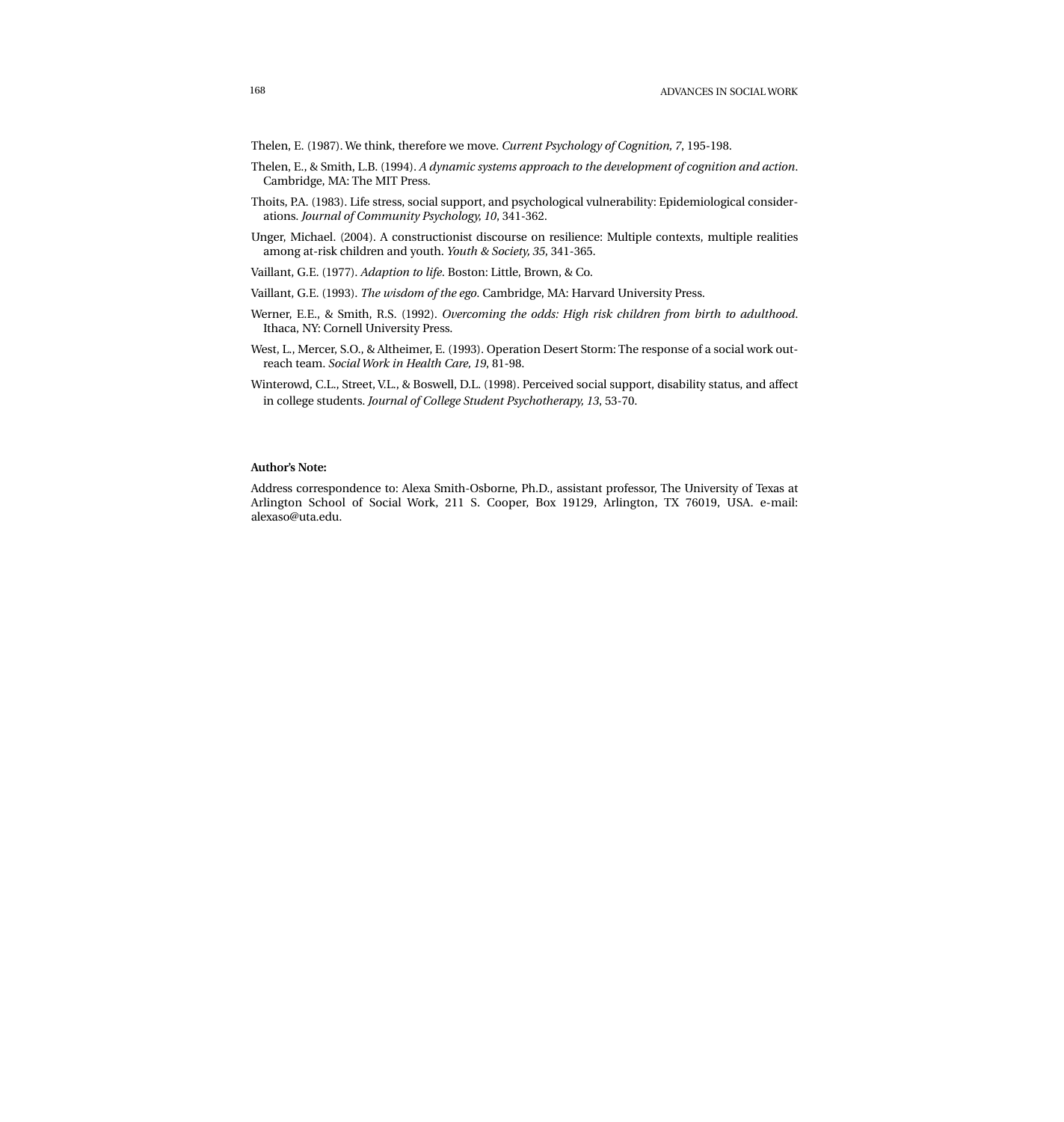Thelen, E. (1987). We think, therefore we move. *Current Psychology of Cognition, 7*, 195-198.

Thelen, E., & Smith, L.B. (1994). *A dynamic systems approach to the development of cognition and action*. Cambridge, MA: The MIT Press.

Thoits, P.A. (1983). Life stress, social support, and psychological vulnerability: Epidemiological considerations. *Journal of Community Psychology, 10*, 341-362.

Unger, Michael. (2004). A constructionist discourse on resilience: Multiple contexts, multiple realities among at-risk children and youth. *Youth & Society, 35*, 341-365.

Vaillant, G.E. (1977). *Adaption to life*. Boston: Little, Brown, & Co.

Vaillant, G.E. (1993). *The wisdom of the ego*. Cambridge, MA: Harvard University Press.

Werner, E.E., & Smith, R.S. (1992). *Overcoming the odds: High risk children from birth to adulthood*. Ithaca, NY: Cornell University Press.

West, L., Mercer, S.O., & Altheimer, E. (1993). Operation Desert Storm: The response of a social work outreach team. *Social Work in Health Care, 19*, 81-98.

Winterowd, C.L., Street, V.L., & Boswell, D.L. (1998). Perceived social support, disability status, and affect in college students. *Journal of College Student Psychotherapy, 13*, 53-70.

**Author's Note:**

Address correspondence to: Alexa Smith-Osborne, Ph.D., assistant professor, The University of Texas at Arlington School of Social Work, 211 S. Cooper, Box 19129, Arlington, TX 76019, USA. e-mail: alexaso@uta.edu.